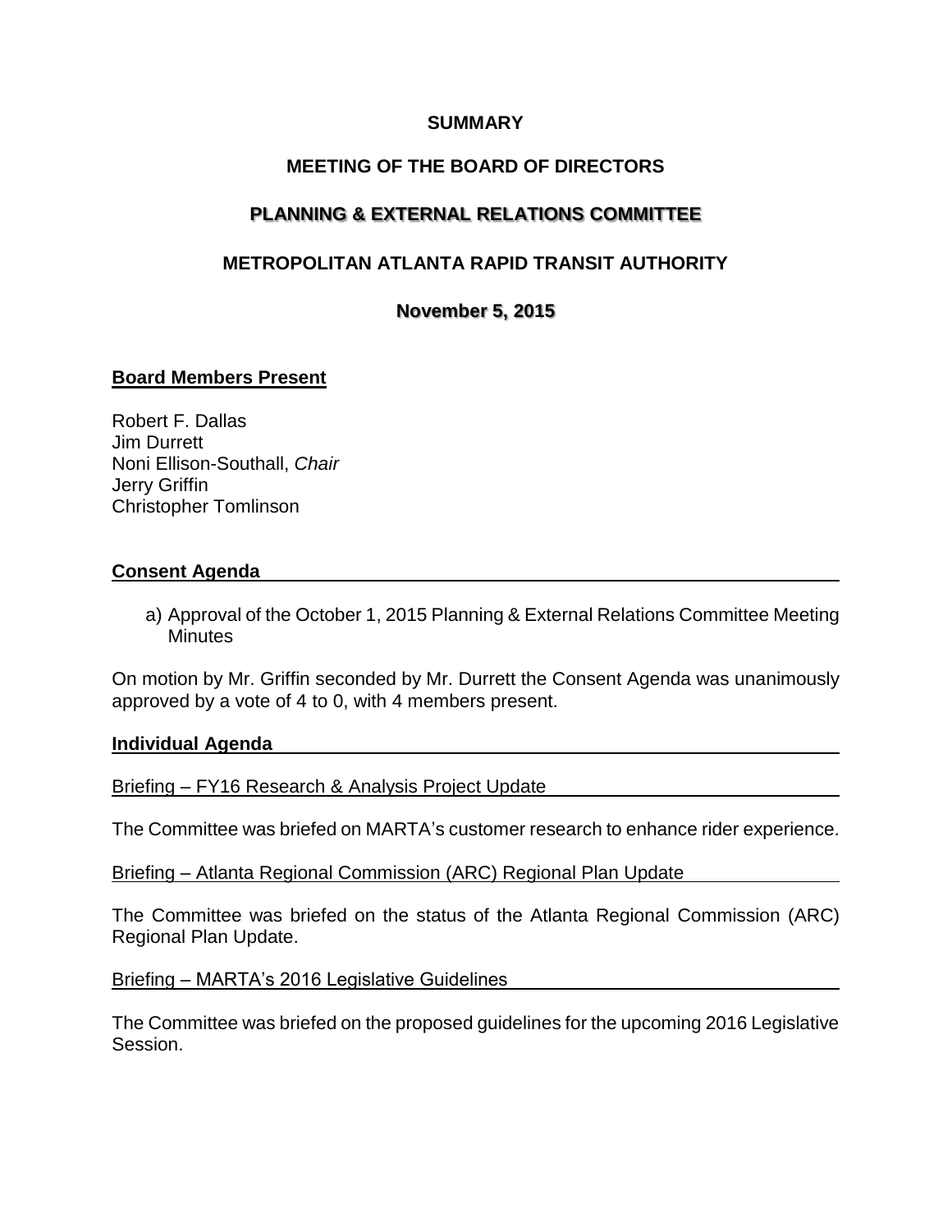**SUMMARY**

**MEETING OF THE BOARD OF DIRECTORS**

**PLANNING & EXTERNAL RELATIONS COMMITTEE**

**METROPOLITAN ATLANTA RAPID TRANSIT AUTHORITY**

**November 5, 2015**

## Board Members Present

Robert F. Dallas
Jim Durrett
Noni Ellison-Southall, *Chair*
Jerry Griffin
Christopher Tomlinson

## Consent Agenda

a) Approval of the October 1, 2015 Planning & External Relations Committee Meeting Minutes

On motion by Mr. Griffin seconded by Mr. Durrett the Consent Agenda was unanimously approved by a vote of 4 to 0, with 4 members present.

## Individual Agenda

Briefing – FY16 Research & Analysis Project Update

The Committee was briefed on MARTA's customer research to enhance rider experience.

Briefing – Atlanta Regional Commission (ARC) Regional Plan Update

The Committee was briefed on the status of the Atlanta Regional Commission (ARC) Regional Plan Update.

Briefing – MARTA's 2016 Legislative Guidelines

The Committee was briefed on the proposed guidelines for the upcoming 2016 Legislative Session.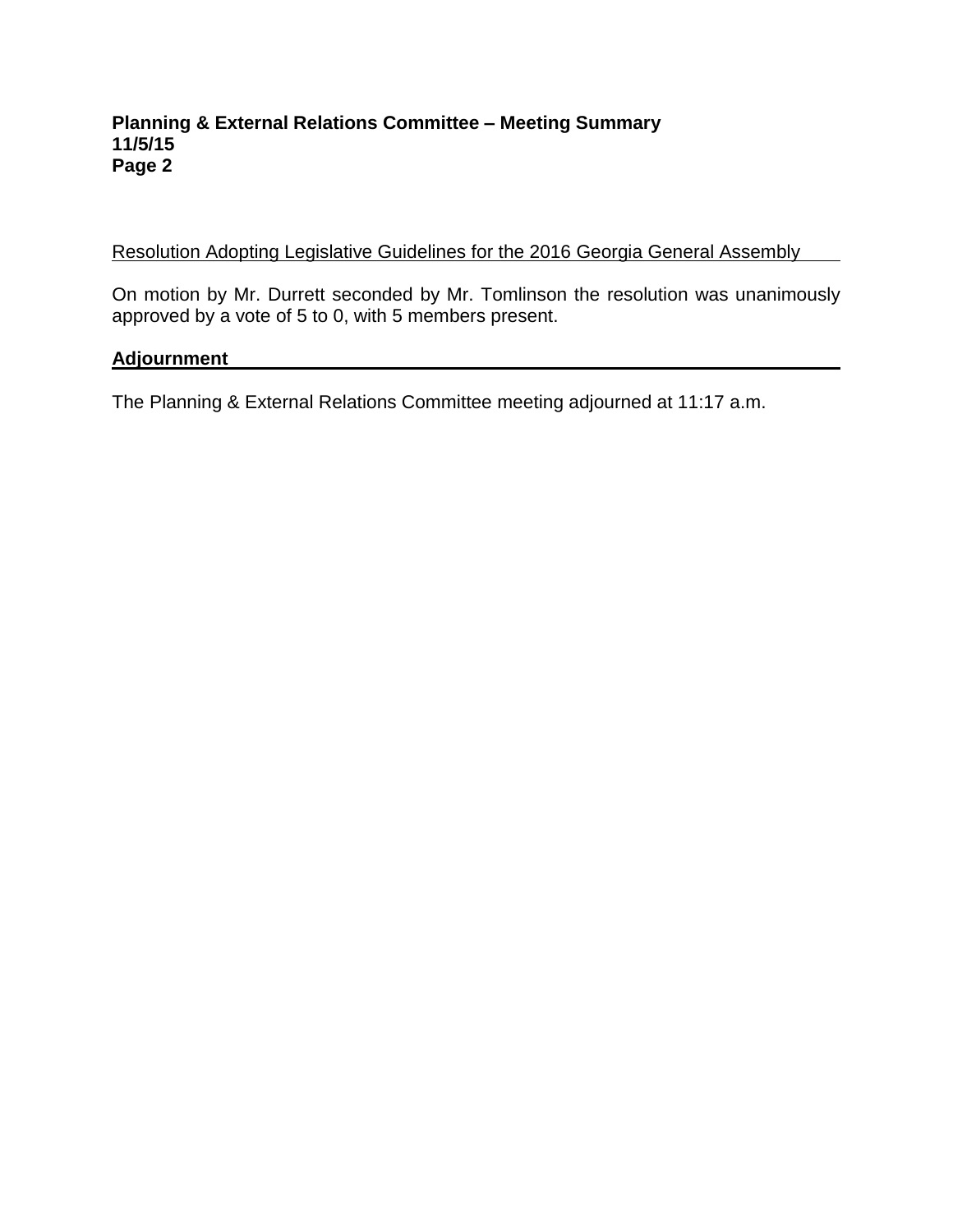Resolution Adopting Legislative Guidelines for the 2016 Georgia General Assembly

On motion by Mr. Durrett seconded by Mr. Tomlinson the resolution was unanimously approved by a vote of 5 to 0, with 5 members present.

**Adjournment**

The Planning & External Relations Committee meeting adjourned at 11:17 a.m.